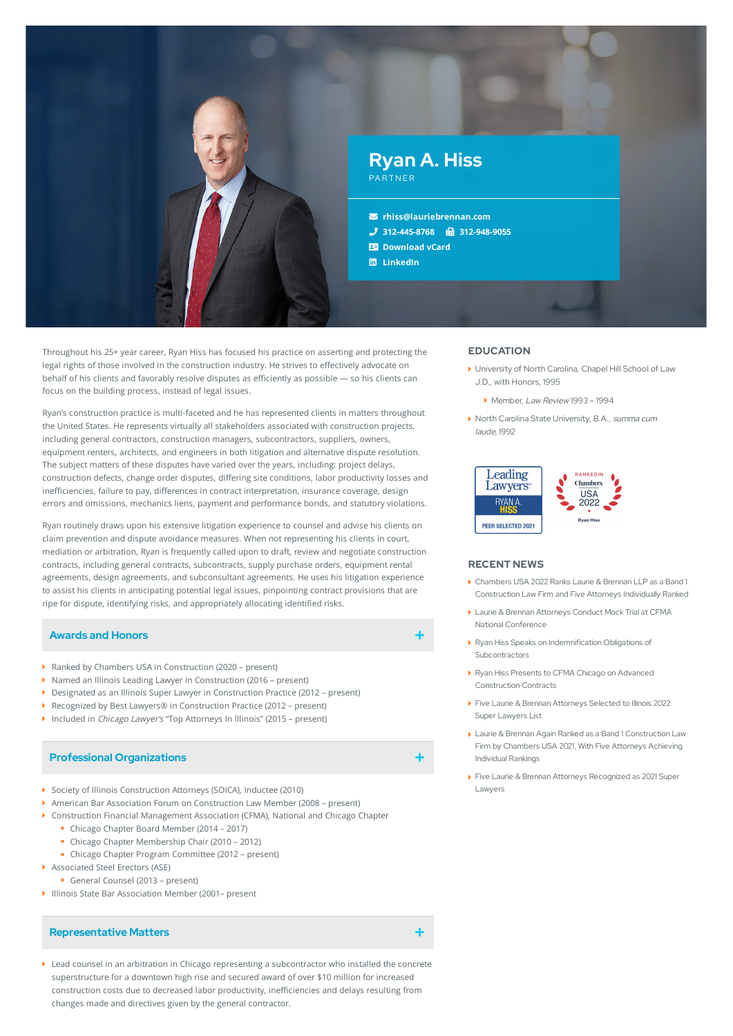# Ryan A. Hiss

PARTNER

rhiss@lauriebrennan.com
312-445-8768 312-948-9055
Download vCard
LinkedIn

Throughout his 25+ year career, Ryan Hiss has focused his practice on asserting and protecting the legal rights of those involved in the construction industry. He strives to effectively advocate on behalf of his clients and favorably resolve disputes as efficiently as possible — so his clients can focus on the building process, instead of legal issues.

Ryan's construction practice is multi-faceted and he has represented clients in matters throughout the United States. He represents virtually all stakeholders associated with construction projects, including general contractors, construction managers, subcontractors, suppliers, owners, equipment renters, architects, and engineers in both litigation and alternative dispute resolution. The subject matters of these disputes have varied over the years, including: project delays, construction defects, change order disputes, differing site conditions, labor productivity losses and inefficiencies, failure to pay, differences in contract interpretation, insurance coverage, design errors and omissions, mechanics liens, payment and performance bonds, and statutory violations.

Ryan routinely draws upon his extensive litigation experience to counsel and advise his clients on claim prevention and dispute avoidance measures. When not representing his clients in court, mediation or arbitration, Ryan is frequently called upon to draft, review and negotiate construction contracts, including general contracts, subcontracts, supply purchase orders, equipment rental agreements, design agreements, and subconsultant agreements. He uses his litigation experience to assist his clients in anticipating potential legal issues, pinpointing contract provisions that are ripe for dispute, identifying risks, and appropriately allocating identified risks.

## Awards and Honors

- Ranked by Chambers USA in Construction (2020 – present)
- Named an Illinois Leading Lawyer in Construction (2016 – present)
- Designated as an Illinois Super Lawyer in Construction Practice (2012 – present)
- Recognized by Best Lawyers® in Construction Practice (2012 – present)
- Included in *Chicago Lawyer's* "Top Attorneys In Illinois" (2015 – present)

## Professional Organizations

- Society of Illinois Construction Attorneys (SOICA), Inductee (2010)
- American Bar Association Forum on Construction Law Member (2008 – present)
- Construction Financial Management Association (CFMA), National and Chicago Chapter
  - Chicago Chapter Board Member (2014 – 2017)
  - Chicago Chapter Membership Chair (2010 – 2012)
  - Chicago Chapter Program Committee (2012 – present)
- Associated Steel Erectors (ASE)
  - General Counsel (2013 – present)
- Illinois State Bar Association Member (2001– present

## Representative Matters

- Lead counsel in an arbitration in Chicago representing a subcontractor who installed the concrete superstructure for a downtown high rise and secured award of over $10 million for increased construction costs due to decreased labor productivity, inefficiencies and delays resulting from changes made and directives given by the general contractor.

## EDUCATION

- University of North Carolina, Chapel Hill School of Law J.D., with Honors, 1995
  - Member, *Law Review* 1993 – 1994
- North Carolina State University, B.A., *summa cum laude*, 1992

Leading Lawyers — RYAN A. HISS — PEER SELECTED 2021

RANKED IN Chambers USA 2022 — Ryan Hiss

## RECENT NEWS

- Chambers USA 2022 Ranks Laurie & Brennan LLP as a Band 1 Construction Law Firm and Five Attorneys Individually Ranked
- Laurie & Brennan Attorneys Conduct Mock Trial at CFMA National Conference
- Ryan Hiss Speaks on Indemnification Obligations of Subcontractors
- Ryan Hiss Presents to CFMA Chicago on Advanced Construction Contracts
- Five Laurie & Brennan Attorneys Selected to Illinois 2022 Super Lawyers List
- Laurie & Brennan Again Ranked as a Band 1 Construction Law Firm by Chambers USA 2021, With Five Attorneys Achieving Individual Rankings
- Five Laurie & Brennan Attorneys Recognized as 2021 Super Lawyers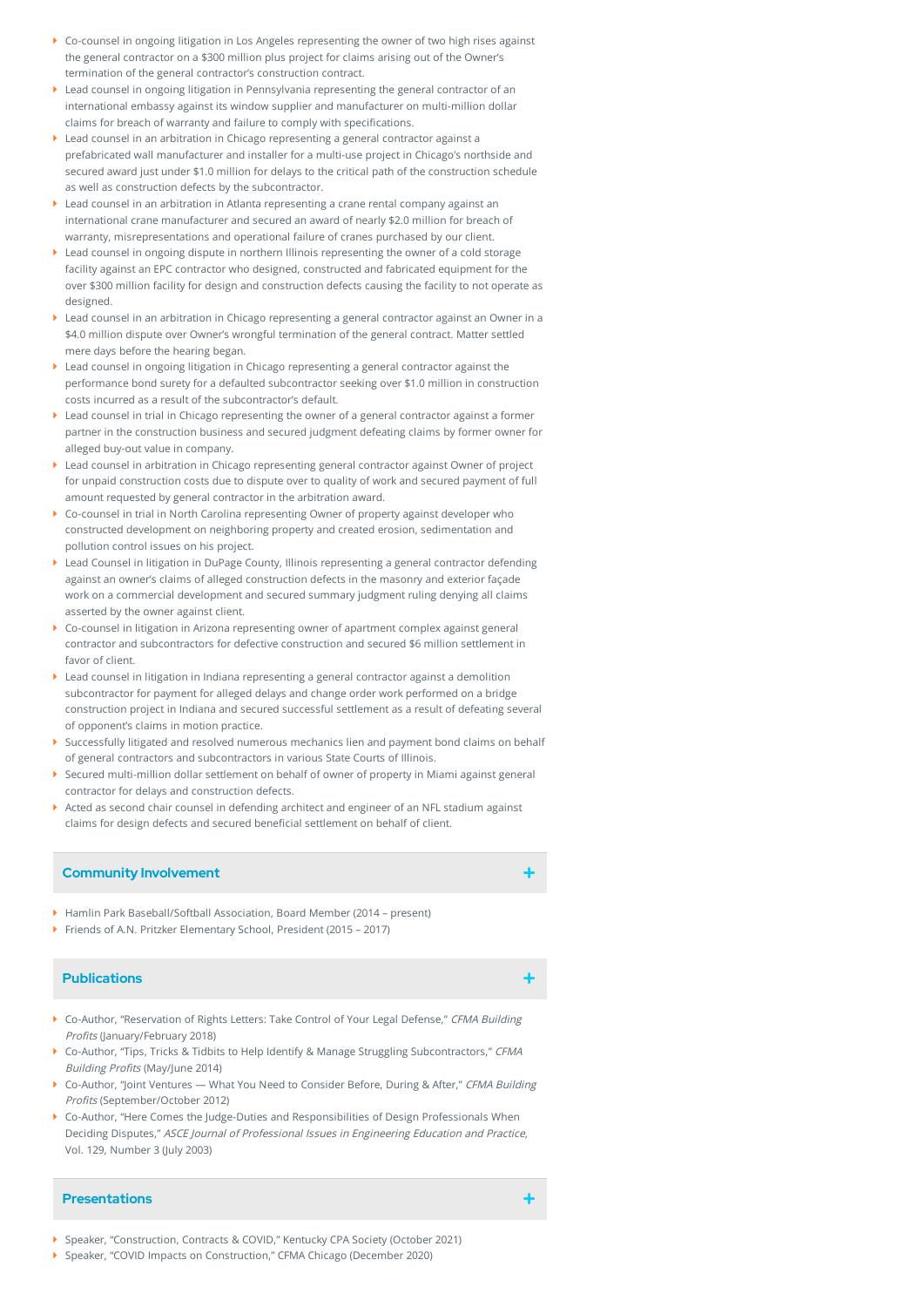- Co-counsel in ongoing litigation in Los Angeles representing the owner of two high rises against the general contractor on a $300 million plus project for claims arising out of the Owner's termination of the general contractor's construction contract.
- Lead counsel in ongoing litigation in Pennsylvania representing the general contractor of an international embassy against its window supplier and manufacturer on multi-million dollar claims for breach of warranty and failure to comply with specifications.
- Lead counsel in an arbitration in Chicago representing a general contractor against a prefabricated wall manufacturer and installer for a multi-use project in Chicago's northside and secured award just under $1.0 million for delays to the critical path of the construction schedule as well as construction defects by the subcontractor.
- Lead counsel in an arbitration in Atlanta representing a crane rental company against an international crane manufacturer and secured an award of nearly $2.0 million for breach of warranty, misrepresentations and operational failure of cranes purchased by our client.
- Lead counsel in ongoing dispute in northern Illinois representing the owner of a cold storage facility against an EPC contractor who designed, constructed and fabricated equipment for the over $300 million facility for design and construction defects causing the facility to not operate as designed.
- Lead counsel in an arbitration in Chicago representing a general contractor against an Owner in a $4.0 million dispute over Owner's wrongful termination of the general contract. Matter settled mere days before the hearing began.
- Lead counsel in ongoing litigation in Chicago representing a general contractor against the performance bond surety for a defaulted subcontractor seeking over $1.0 million in construction costs incurred as a result of the subcontractor's default.
- Lead counsel in trial in Chicago representing the owner of a general contractor against a former partner in the construction business and secured judgment defeating claims by former owner for alleged buy-out value in company.
- Lead counsel in arbitration in Chicago representing general contractor against Owner of project for unpaid construction costs due to dispute over to quality of work and secured payment of full amount requested by general contractor in the arbitration award.
- Co-counsel in trial in North Carolina representing Owner of property against developer who constructed development on neighboring property and created erosion, sedimentation and pollution control issues on his project.
- Lead Counsel in litigation in DuPage County, Illinois representing a general contractor defending against an owner's claims of alleged construction defects in the masonry and exterior façade work on a commercial development and secured summary judgment ruling denying all claims asserted by the owner against client.
- Co-counsel in litigation in Arizona representing owner of apartment complex against general contractor and subcontractors for defective construction and secured $6 million settlement in favor of client.
- Lead counsel in litigation in Indiana representing a general contractor against a demolition subcontractor for payment for alleged delays and change order work performed on a bridge construction project in Indiana and secured successful settlement as a result of defeating several of opponent's claims in motion practice.
- Successfully litigated and resolved numerous mechanics lien and payment bond claims on behalf of general contractors and subcontractors in various State Courts of Illinois.
- Secured multi-million dollar settlement on behalf of owner of property in Miami against general contractor for delays and construction defects.
- Acted as second chair counsel in defending architect and engineer of an NFL stadium against claims for design defects and secured beneficial settlement on behalf of client.

## Community Involvement

- Hamlin Park Baseball/Softball Association, Board Member (2014 – present)
- Friends of A.N. Pritzker Elementary School, President (2015 – 2017)

## Publications

- Co-Author, "Reservation of Rights Letters: Take Control of Your Legal Defense," *CFMA Building Profits* (January/February 2018)
- Co-Author, "Tips, Tricks & Tidbits to Help Identify & Manage Struggling Subcontractors," *CFMA Building Profits* (May/June 2014)
- Co-Author, "Joint Ventures — What You Need to Consider Before, During & After," *CFMA Building Profits* (September/October 2012)
- Co-Author, "Here Comes the Judge-Duties and Responsibilities of Design Professionals When Deciding Disputes," *ASCE Journal of Professional Issues in Engineering Education and Practice*, Vol. 129, Number 3 (July 2003)

## Presentations

- Speaker, "Construction, Contracts & COVID," Kentucky CPA Society (October 2021)
- Speaker, "COVID Impacts on Construction," CFMA Chicago (December 2020)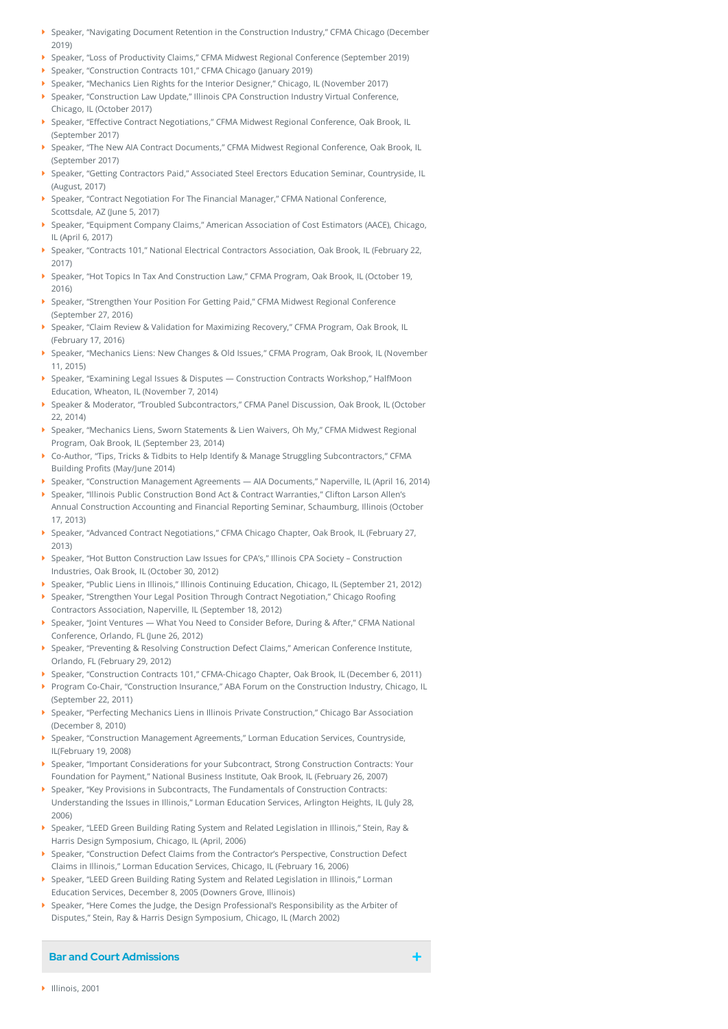- Speaker, "Navigating Document Retention in the Construction Industry," CFMA Chicago (December 2019)
- Speaker, "Loss of Productivity Claims," CFMA Midwest Regional Conference (September 2019)
- Speaker, "Construction Contracts 101," CFMA Chicago (January 2019)
- Speaker, "Mechanics Lien Rights for the Interior Designer," Chicago, IL (November 2017)
- Speaker, "Construction Law Update," Illinois CPA Construction Industry Virtual Conference, Chicago, IL (October 2017)
- Speaker, "Effective Contract Negotiations," CFMA Midwest Regional Conference, Oak Brook, IL (September 2017)
- Speaker, "The New AIA Contract Documents," CFMA Midwest Regional Conference, Oak Brook, IL (September 2017)
- Speaker, "Getting Contractors Paid," Associated Steel Erectors Education Seminar, Countryside, IL (August, 2017)
- Speaker, "Contract Negotiation For The Financial Manager," CFMA National Conference, Scottsdale, AZ (June 5, 2017)
- Speaker, "Equipment Company Claims," American Association of Cost Estimators (AACE), Chicago, IL (April 6, 2017)
- Speaker, "Contracts 101," National Electrical Contractors Association, Oak Brook, IL (February 22, 2017)
- Speaker, "Hot Topics In Tax And Construction Law," CFMA Program, Oak Brook, IL (October 19, 2016)
- Speaker, "Strengthen Your Position For Getting Paid," CFMA Midwest Regional Conference (September 27, 2016)
- Speaker, "Claim Review & Validation for Maximizing Recovery," CFMA Program, Oak Brook, IL (February 17, 2016)
- Speaker, "Mechanics Liens: New Changes & Old Issues," CFMA Program, Oak Brook, IL (November 11, 2015)
- Speaker, "Examining Legal Issues & Disputes — Construction Contracts Workshop," HalfMoon Education, Wheaton, IL (November 7, 2014)
- Speaker & Moderator, "Troubled Subcontractors," CFMA Panel Discussion, Oak Brook, IL (October 22, 2014)
- Speaker, "Mechanics Liens, Sworn Statements & Lien Waivers, Oh My," CFMA Midwest Regional Program, Oak Brook, IL (September 23, 2014)
- Co-Author, "Tips, Tricks & Tidbits to Help Identify & Manage Struggling Subcontractors," CFMA Building Profits (May/June 2014)
- Speaker, "Construction Management Agreements — AIA Documents," Naperville, IL (April 16, 2014)
- Speaker, "Illinois Public Construction Bond Act & Contract Warranties," Clifton Larson Allen's Annual Construction Accounting and Financial Reporting Seminar, Schaumburg, Illinois (October 17, 2013)
- Speaker, "Advanced Contract Negotiations," CFMA Chicago Chapter, Oak Brook, IL (February 27, 2013)
- Speaker, "Hot Button Construction Law Issues for CPA's," Illinois CPA Society – Construction Industries, Oak Brook, IL (October 30, 2012)
- Speaker, "Public Liens in Illinois," Illinois Continuing Education, Chicago, IL (September 21, 2012)
- Speaker, "Strengthen Your Legal Position Through Contract Negotiation," Chicago Roofing Contractors Association, Naperville, IL (September 18, 2012)
- Speaker, "Joint Ventures — What You Need to Consider Before, During & After," CFMA National Conference, Orlando, FL (June 26, 2012)
- Speaker, "Preventing & Resolving Construction Defect Claims," American Conference Institute, Orlando, FL (February 29, 2012)
- Speaker, "Construction Contracts 101," CFMA-Chicago Chapter, Oak Brook, IL (December 6, 2011)
- Program Co-Chair, "Construction Insurance," ABA Forum on the Construction Industry, Chicago, IL (September 22, 2011)
- Speaker, "Perfecting Mechanics Liens in Illinois Private Construction," Chicago Bar Association (December 8, 2010)
- Speaker, "Construction Management Agreements," Lorman Education Services, Countryside, IL(February 19, 2008)
- Speaker, "Important Considerations for your Subcontract, Strong Construction Contracts: Your Foundation for Payment," National Business Institute, Oak Brook, IL (February 26, 2007)
- Speaker, "Key Provisions in Subcontracts, The Fundamentals of Construction Contracts: Understanding the Issues in Illinois," Lorman Education Services, Arlington Heights, IL (July 28, 2006)
- Speaker, "LEED Green Building Rating System and Related Legislation in Illinois," Stein, Ray & Harris Design Symposium, Chicago, IL (April, 2006)
- Speaker, "Construction Defect Claims from the Contractor's Perspective, Construction Defect Claims in Illinois," Lorman Education Services, Chicago, IL (February 16, 2006)
- Speaker, "LEED Green Building Rating System and Related Legislation in Illinois," Lorman Education Services, December 8, 2005 (Downers Grove, Illinois)
- Speaker, "Here Comes the Judge, the Design Professional's Responsibility as the Arbiter of Disputes," Stein, Ray & Harris Design Symposium, Chicago, IL (March 2002)

## Bar and Court Admissions

- Illinois, 2001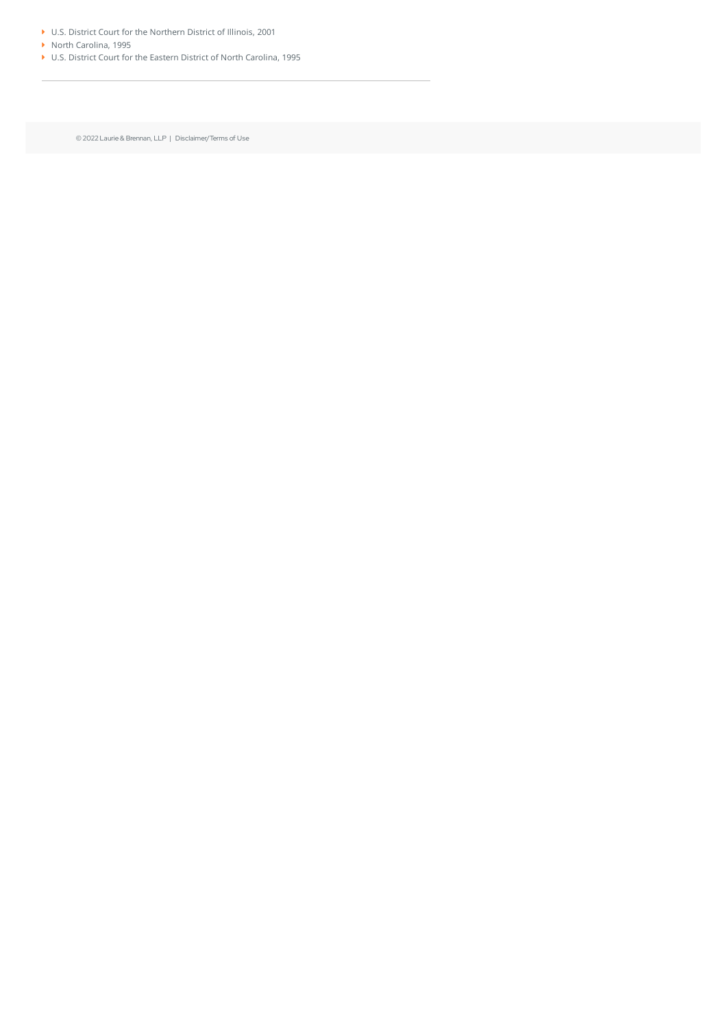- U.S. District Court for the Northern District of Illinois, 2001
- North Carolina, 1995
- U.S. District Court for the Eastern District of North Carolina, 1995

---

© 2022 Laurie & Brennan, LLP | Disclaimer/Terms of Use